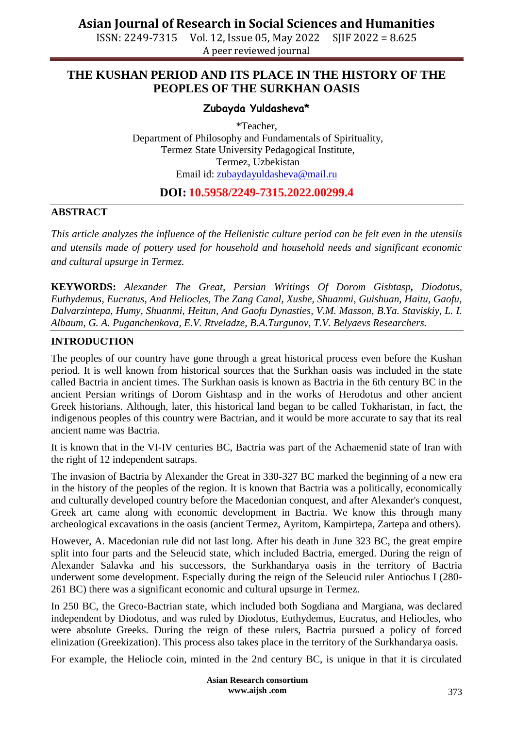# THE KUSHAN PERIOD AND ITS PLACE IN THE HISTORY OF THE PEOPLES OF THE SURKHAN OASIS

**Zubayda Yuldasheva***

*Teacher,
Department of Philosophy and Fundamentals of Spirituality,
Termez State University Pedagogical Institute,
Termez, Uzbekistan
Email id: zubaydayuldasheva@mail.ru

**DOI: 10.5958/2249-7315.2022.00299.4**

## ABSTRACT

*This article analyzes the influence of the Hellenistic culture period can be felt even in the utensils and utensils made of pottery used for household and household needs and significant economic and cultural upsurge in Termez.*

**KEYWORDS:** *Alexander The Great, Persian Writings Of Dorom Gishtasp***,** *Diodotus, Euthydemus, Eucratus, And Heliocles, The Zang Canal, Xushe, Shuanmi, Guishuan, Haitu, Gaofu, Dalvarzintepa, Humy, Shuanmi, Heitun, And Gaofu Dynasties, V.M. Masson, B.Ya. Staviskiy, L. I. Albaum, G. A. Puganchenkova, E.V. Rtveladze, B.A.Turgunov, T.V. Belyaevs Researchers.*

## INTRODUCTION

The peoples of our country have gone through a great historical process even before the Kushan period. It is well known from historical sources that the Surkhan oasis was included in the state called Bactria in ancient times. The Surkhan oasis is known as Bactria in the 6th century BC in the ancient Persian writings of Dorom Gishtasp and in the works of Herodotus and other ancient Greek historians. Although, later, this historical land began to be called Tokharistan, in fact, the indigenous peoples of this country were Bactrian, and it would be more accurate to say that its real ancient name was Bactria.

It is known that in the VI-IV centuries BC, Bactria was part of the Achaemenid state of Iran with the right of 12 independent satraps.

The invasion of Bactria by Alexander the Great in 330-327 BC marked the beginning of a new era in the history of the peoples of the region. It is known that Bactria was a politically, economically and culturally developed country before the Macedonian conquest, and after Alexander's conquest, Greek art came along with economic development in Bactria. We know this through many archeological excavations in the oasis (ancient Termez, Ayritom, Kampirtepa, Zartepa and others).

However, A. Macedonian rule did not last long. After his death in June 323 BC, the great empire split into four parts and the Seleucid state, which included Bactria, emerged. During the reign of Alexander Salavka and his successors, the Surkhandarya oasis in the territory of Bactria underwent some development. Especially during the reign of the Seleucid ruler Antiochus I (280-261 BC) there was a significant economic and cultural upsurge in Termez.

In 250 BC, the Greco-Bactrian state, which included both Sogdiana and Margiana, was declared independent by Diodotus, and was ruled by Diodotus, Euthydemus, Eucratus, and Heliocles, who were absolute Greeks. During the reign of these rulers, Bactria pursued a policy of forced elinization (Greekization). This process also takes place in the territory of the Surkhandarya oasis.

For example, the Heliocle coin, minted in the 2nd century BC, is unique in that it is circulated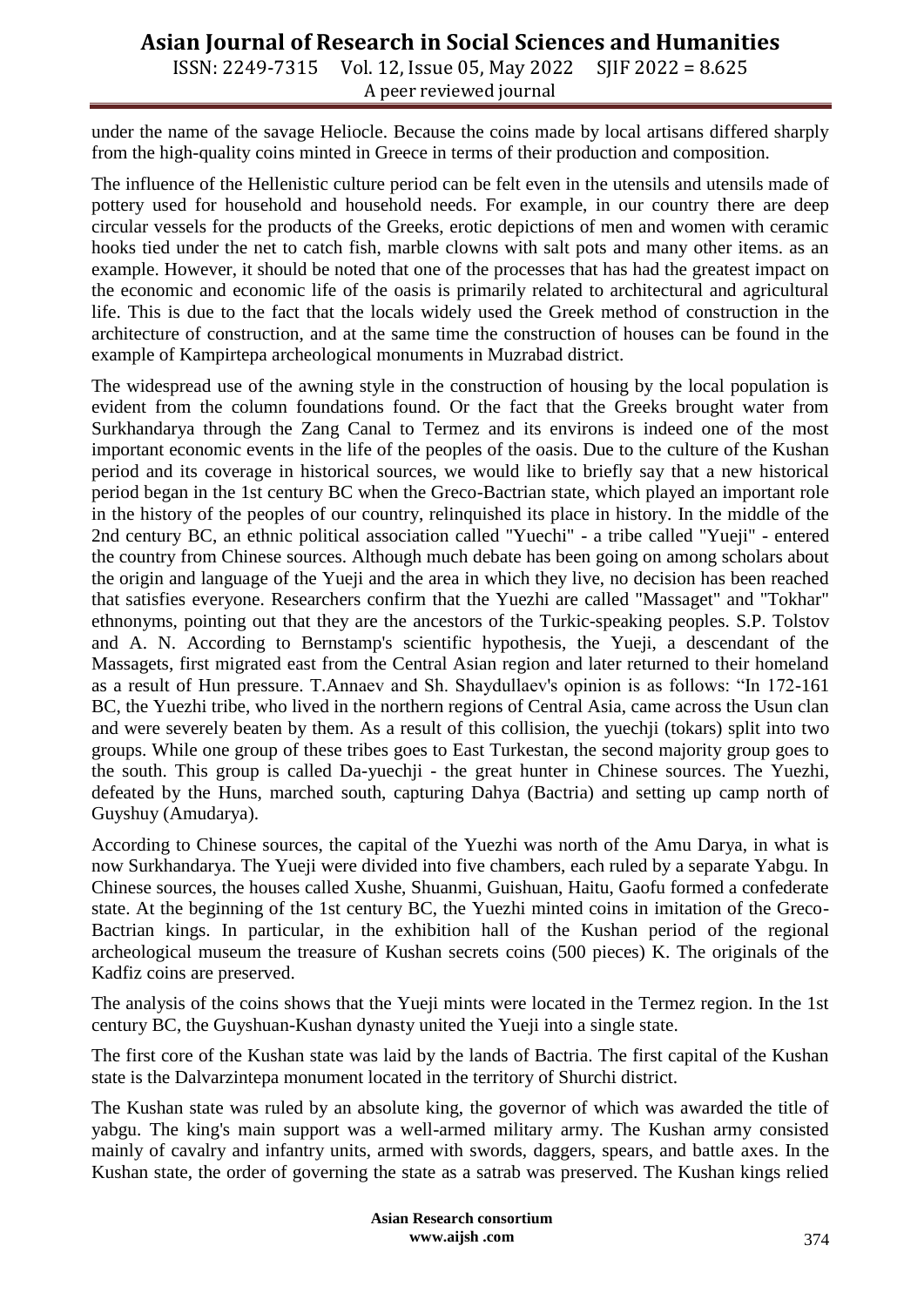under the name of the savage Heliocle. Because the coins made by local artisans differed sharply from the high-quality coins minted in Greece in terms of their production and composition.

The influence of the Hellenistic culture period can be felt even in the utensils and utensils made of pottery used for household and household needs. For example, in our country there are deep circular vessels for the products of the Greeks, erotic depictions of men and women with ceramic hooks tied under the net to catch fish, marble clowns with salt pots and many other items. as an example. However, it should be noted that one of the processes that has had the greatest impact on the economic and economic life of the oasis is primarily related to architectural and agricultural life. This is due to the fact that the locals widely used the Greek method of construction in the architecture of construction, and at the same time the construction of houses can be found in the example of Kampirtepa archeological monuments in Muzrabad district.

The widespread use of the awning style in the construction of housing by the local population is evident from the column foundations found. Or the fact that the Greeks brought water from Surkhandarya through the Zang Canal to Termez and its environs is indeed one of the most important economic events in the life of the peoples of the oasis. Due to the culture of the Kushan period and its coverage in historical sources, we would like to briefly say that a new historical period began in the 1st century BC when the Greco-Bactrian state, which played an important role in the history of the peoples of our country, relinquished its place in history. In the middle of the 2nd century BC, an ethnic political association called "Yuechi" - a tribe called "Yueji" - entered the country from Chinese sources. Although much debate has been going on among scholars about the origin and language of the Yueji and the area in which they live, no decision has been reached that satisfies everyone. Researchers confirm that the Yuezhi are called "Massaget" and "Tokhar" ethnonyms, pointing out that they are the ancestors of the Turkic-speaking peoples. S.P. Tolstov and A. N. According to Bernstamp's scientific hypothesis, the Yueji, a descendant of the Massagets, first migrated east from the Central Asian region and later returned to their homeland as a result of Hun pressure. T.Annaev and Sh. Shaydullaev's opinion is as follows: "In 172-161 BC, the Yuezhi tribe, who lived in the northern regions of Central Asia, came across the Usun clan and were severely beaten by them. As a result of this collision, the yuechji (tokars) split into two groups. While one group of these tribes goes to East Turkestan, the second majority group goes to the south. This group is called Da-yuechji - the great hunter in Chinese sources. The Yuezhi, defeated by the Huns, marched south, capturing Dahya (Bactria) and setting up camp north of Guyshuy (Amudarya).

According to Chinese sources, the capital of the Yuezhi was north of the Amu Darya, in what is now Surkhandarya. The Yueji were divided into five chambers, each ruled by a separate Yabgu. In Chinese sources, the houses called Xushe, Shuanmi, Guishuan, Haitu, Gaofu formed a confederate state. At the beginning of the 1st century BC, the Yuezhi minted coins in imitation of the Greco-Bactrian kings. In particular, in the exhibition hall of the Kushan period of the regional archeological museum the treasure of Kushan secrets coins (500 pieces) K. The originals of the Kadfiz coins are preserved.

The analysis of the coins shows that the Yueji mints were located in the Termez region. In the 1st century BC, the Guyshuan-Kushan dynasty united the Yueji into a single state.

The first core of the Kushan state was laid by the lands of Bactria. The first capital of the Kushan state is the Dalvarzintepa monument located in the territory of Shurchi district.

The Kushan state was ruled by an absolute king, the governor of which was awarded the title of yabgu. The king's main support was a well-armed military army. The Kushan army consisted mainly of cavalry and infantry units, armed with swords, daggers, spears, and battle axes. In the Kushan state, the order of governing the state as a satrab was preserved. The Kushan kings relied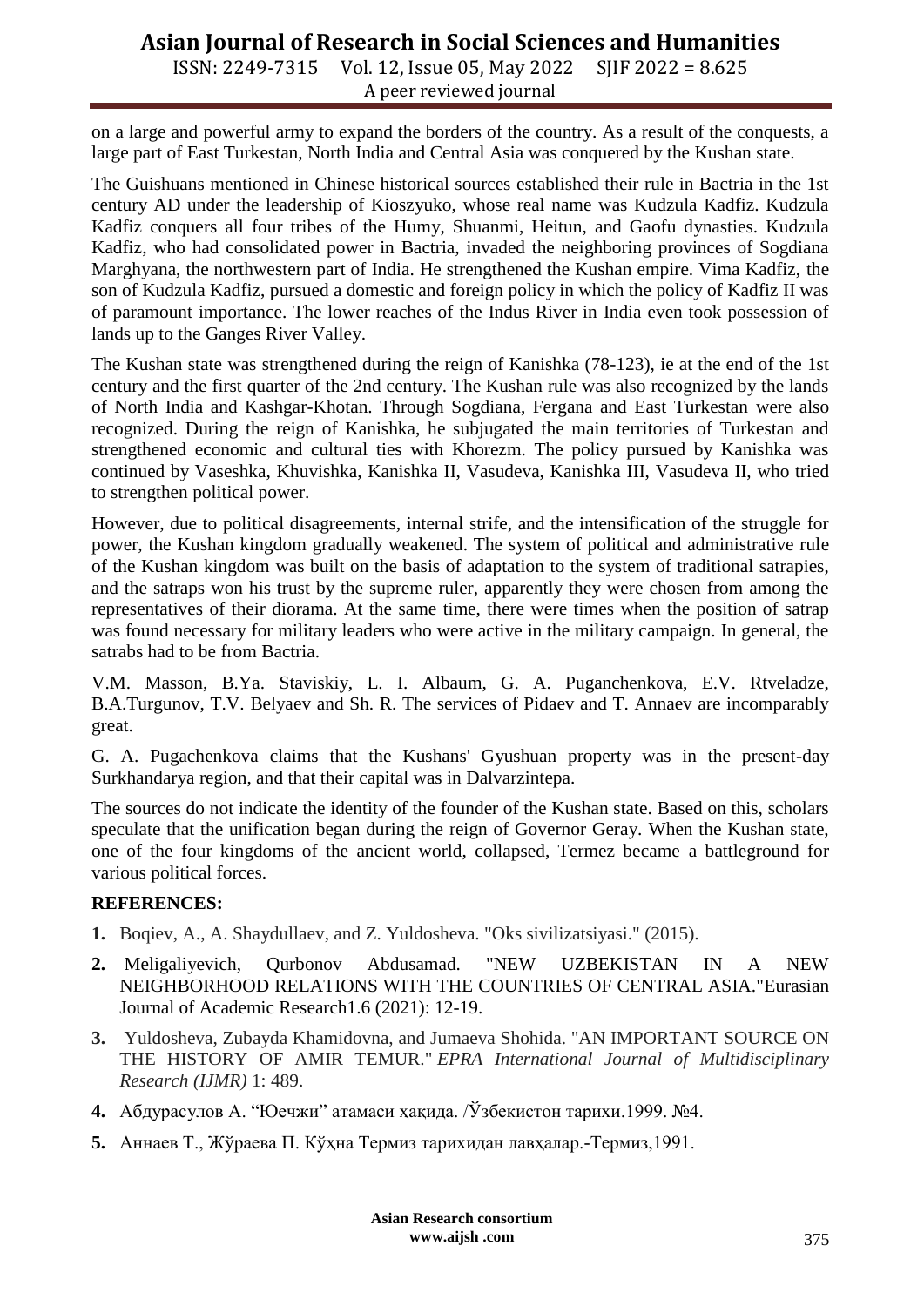on a large and powerful army to expand the borders of the country. As a result of the conquests, a large part of East Turkestan, North India and Central Asia was conquered by the Kushan state.

The Guishuans mentioned in Chinese historical sources established their rule in Bactria in the 1st century AD under the leadership of Kioszyuko, whose real name was Kudzula Kadfiz. Kudzula Kadfiz conquers all four tribes of the Humy, Shuanmi, Heitun, and Gaofu dynasties. Kudzula Kadfiz, who had consolidated power in Bactria, invaded the neighboring provinces of Sogdiana Marghyana, the northwestern part of India. He strengthened the Kushan empire. Vima Kadfiz, the son of Kudzula Kadfiz, pursued a domestic and foreign policy in which the policy of Kadfiz II was of paramount importance. The lower reaches of the Indus River in India even took possession of lands up to the Ganges River Valley.

The Kushan state was strengthened during the reign of Kanishka (78-123), ie at the end of the 1st century and the first quarter of the 2nd century. The Kushan rule was also recognized by the lands of North India and Kashgar-Khotan. Through Sogdiana, Fergana and East Turkestan were also recognized. During the reign of Kanishka, he subjugated the main territories of Turkestan and strengthened economic and cultural ties with Khorezm. The policy pursued by Kanishka was continued by Vaseshka, Khuvishka, Kanishka II, Vasudeva, Kanishka III, Vasudeva II, who tried to strengthen political power.

However, due to political disagreements, internal strife, and the intensification of the struggle for power, the Kushan kingdom gradually weakened. The system of political and administrative rule of the Kushan kingdom was built on the basis of adaptation to the system of traditional satrapies, and the satraps won his trust by the supreme ruler, apparently they were chosen from among the representatives of their diorama. At the same time, there were times when the position of satrap was found necessary for military leaders who were active in the military campaign. In general, the satrabs had to be from Bactria.

V.M. Masson, B.Ya. Staviskiy, L. I. Albaum, G. A. Puganchenkova, E.V. Rtveladze, B.A.Turgunov, T.V. Belyaev and Sh. R. The services of Pidaev and T. Annaev are incomparably great.

G. A. Pugachenkova claims that the Kushans' Gyushuan property was in the present-day Surkhandarya region, and that their capital was in Dalvarzintepa.

The sources do not indicate the identity of the founder of the Kushan state. Based on this, scholars speculate that the unification began during the reign of Governor Geray. When the Kushan state, one of the four kingdoms of the ancient world, collapsed, Termez became a battleground for various political forces.

**REFERENCES:**

1. Boqiev, A., A. Shaydullaev, and Z. Yuldosheva. "Oks sivilizatsiyasi." (2015).
2. Meligaliyevich, Qurbonov Abdusamad. "NEW UZBEKISTAN IN A NEW NEIGHBORHOOD RELATIONS WITH THE COUNTRIES OF CENTRAL ASIA."Eurasian Journal of Academic Research1.6 (2021): 12-19.
3. Yuldosheva, Zubayda Khamidovna, and Jumaeva Shohida. "AN IMPORTANT SOURCE ON THE HISTORY OF AMIR TEMUR." *EPRA International Journal of Multidisciplinary Research (IJMR)* 1: 489.
4. Абдурасулов А. "Юечжи" атамаси ҳақида. /Ўзбекистон тарихи.1999. №4.
5. Аннаев Т., Жўраева П. Кўҳна Термиз тарихидан лавҳалар.-Термиз,1991.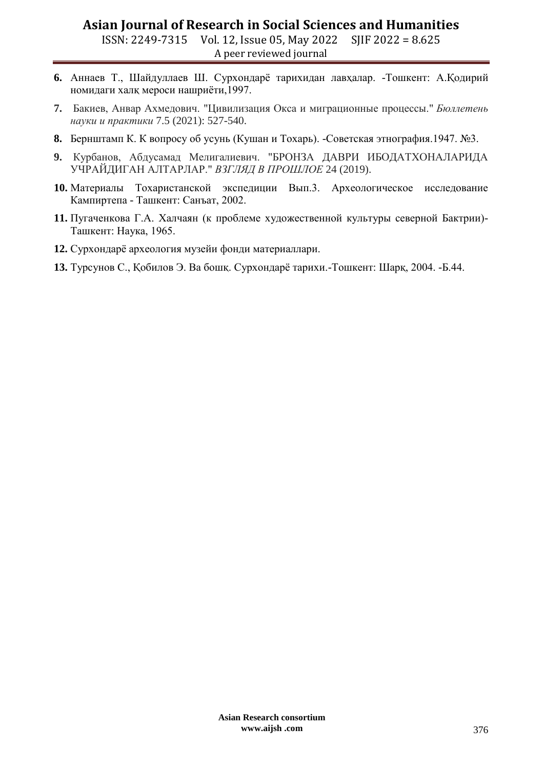6. Аннаев Т., Шайдуллаев Ш. Сурхондарё тарихидан лавҳалар. -Тошкент: А.Қодирий номидаги халқ мероси нашриёти,1997.

7. Бакиев, Анвар Ахмедович. "Цивилизация Окса и миграционные процессы." *Бюллетень науки и практики* 7.5 (2021): 527-540.

8. Бернштамп К. К вопросу об усунь (Кушан и Тохарь). -Советская этнография.1947. №3.

9. Курбанов, Абдусамад Мелигалиевич. "БРОНЗА ДАВРИ ИБОДАТХОНАЛАРИДА УЧРАЙДИГАН АЛТАРЛАР." *ВЗГЛЯД В ПРОШЛОЕ* 24 (2019).

10. Материалы Тохаристанской экспедиции Вып.3. Археологическое исследование Кампиртепа - Ташкент: Санъат, 2002.

11. Пугаченкова Г.А. Халчаян (к проблеме художественной культуры северной Бактрии)- Ташкент: Наука, 1965.

12. Сурхондарё археология музейи фонди материаллари.

13. Турсунов С., Қобилов Э. Ва бошқ. Сурхондарё тарихи.-Тошкент: Шарқ, 2004. -Б.44.